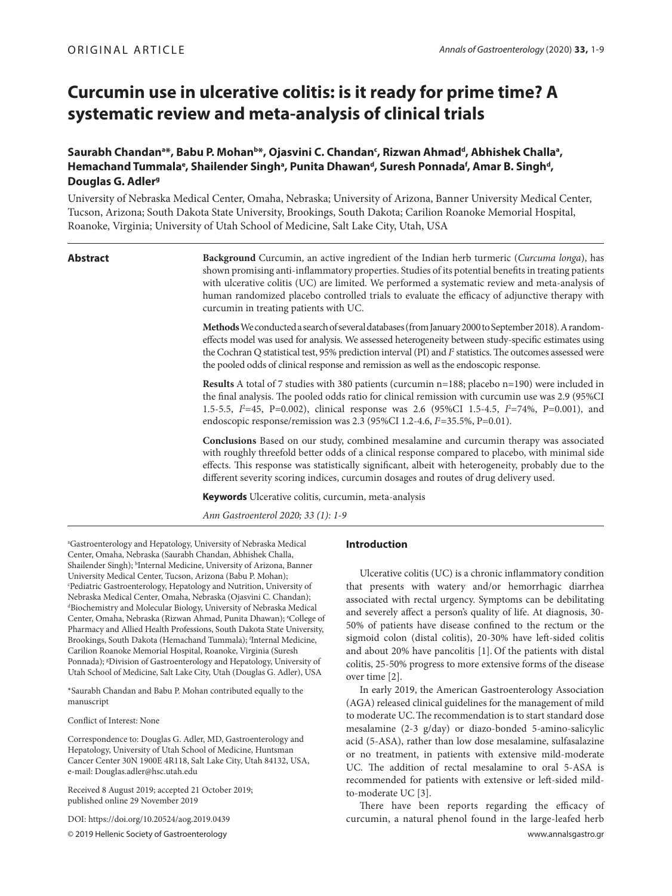ORIGINAL ARTICLE

# Curcumin use in ulcerative colitis: is it ready for prime time? A systematic review and meta-analysis of clinical trials

**Saurabh Chandan[a\*], Babu P. Mohan[b\*], Ojasvini C. Chandan[c], Rizwan Ahmad[d], Abhishek Challa[a], Hemachand Tummala[e], Shailender Singh[a], Punita Dhawan[d], Suresh Ponnada[f], Amar B. Singh[d], Douglas G. Adler[g]**

University of Nebraska Medical Center, Omaha, Nebraska; University of Arizona, Banner University Medical Center, Tucson, Arizona; South Dakota State University, Brookings, South Dakota; Carilion Roanoke Memorial Hospital, Roanoke, Virginia; University of Utah School of Medicine, Salt Lake City, Utah, USA

## Abstract

**Background** Curcumin, an active ingredient of the Indian herb turmeric (*Curcuma longa*), has shown promising anti-inflammatory properties. Studies of its potential benefits in treating patients with ulcerative colitis (UC) are limited. We performed a systematic review and meta-analysis of human randomized placebo controlled trials to evaluate the efficacy of adjunctive therapy with curcumin in treating patients with UC.

**Methods** We conducted a search of several databases (from January 2000 to September 2018). A random-effects model was used for analysis. We assessed heterogeneity between study-specific estimates using the Cochran Q statistical test, 95% prediction interval (PI) and $I^2$ statistics. The outcomes assessed were the pooled odds of clinical response and remission as well as the endoscopic response.

**Results** A total of 7 studies with 380 patients (curcumin n=188; placebo n=190) were included in the final analysis. The pooled odds ratio for clinical remission with curcumin use was 2.9 (95%CI 1.5-5.5, $I^2$=45, P=0.002), clinical response was 2.6 (95%CI 1.5-4.5, $I^2$=74%, P=0.001), and endoscopic response/remission was 2.3 (95%CI 1.2-4.6, $I^2$=35.5%, P=0.01).

**Conclusions** Based on our study, combined mesalamine and curcumin therapy was associated with roughly threefold better odds of a clinical response compared to placebo, with minimal side effects. This response was statistically significant, albeit with heterogeneity, probably due to the different severity scoring indices, curcumin dosages and routes of drug delivery used.

**Keywords** Ulcerative colitis, curcumin, meta-analysis

*Ann Gastroenterol 2020; 33 (1): 1-9*

---

[a]Gastroenterology and Hepatology, University of Nebraska Medical Center, Omaha, Nebraska (Saurabh Chandan, Abhishek Challa, Shailender Singh); [b]Internal Medicine, University of Arizona, Banner University Medical Center, Tucson, Arizona (Babu P. Mohan); [c]Pediatric Gastroenterology, Hepatology and Nutrition, University of Nebraska Medical Center, Omaha, Nebraska (Ojasvini C. Chandan); [d]Biochemistry and Molecular Biology, University of Nebraska Medical Center, Omaha, Nebraska (Rizwan Ahmad, Punita Dhawan); [e]College of Pharmacy and Allied Health Professions, South Dakota State University, Brookings, South Dakota (Hemachand Tummala); [f]Internal Medicine, Carilion Roanoke Memorial Hospital, Roanoke, Virginia (Suresh Ponnada); [g]Division of Gastroenterology and Hepatology, University of Utah School of Medicine, Salt Lake City, Utah (Douglas G. Adler), USA

\*Saurabh Chandan and Babu P. Mohan contributed equally to the manuscript

Conflict of Interest: None

Correspondence to: Douglas G. Adler, MD, Gastroenterology and Hepatology, University of Utah School of Medicine, Huntsman Cancer Center 30N 1900E 4R118, Salt Lake City, Utah 84132, USA, e-mail: Douglas.adler@hsc.utah.edu

Received 8 August 2019; accepted 21 October 2019; published online 29 November 2019

DOI: https://doi.org/10.20524/aog.2019.0439

© 2019 Hellenic Society of Gastroenterology

## Introduction

Ulcerative colitis (UC) is a chronic inflammatory condition that presents with watery and/or hemorrhagic diarrhea associated with rectal urgency. Symptoms can be debilitating and severely affect a person's quality of life. At diagnosis, 30-50% of patients have disease confined to the rectum or the sigmoid colon (distal colitis), 20-30% have left-sided colitis and about 20% have pancolitis [1]. Of the patients with distal colitis, 25-50% progress to more extensive forms of the disease over time [2].

In early 2019, the American Gastroenterology Association (AGA) released clinical guidelines for the management of mild to moderate UC. The recommendation is to start standard dose mesalamine (2-3 g/day) or diazo-bonded 5-amino-salicylic acid (5-ASA), rather than low dose mesalamine, sulfasalazine or no treatment, in patients with extensive mild-moderate UC. The addition of rectal mesalamine to oral 5-ASA is recommended for patients with extensive or left-sided mild-to-moderate UC [3].

There have been reports regarding the efficacy of curcumin, a natural phenol found in the large-leafed herb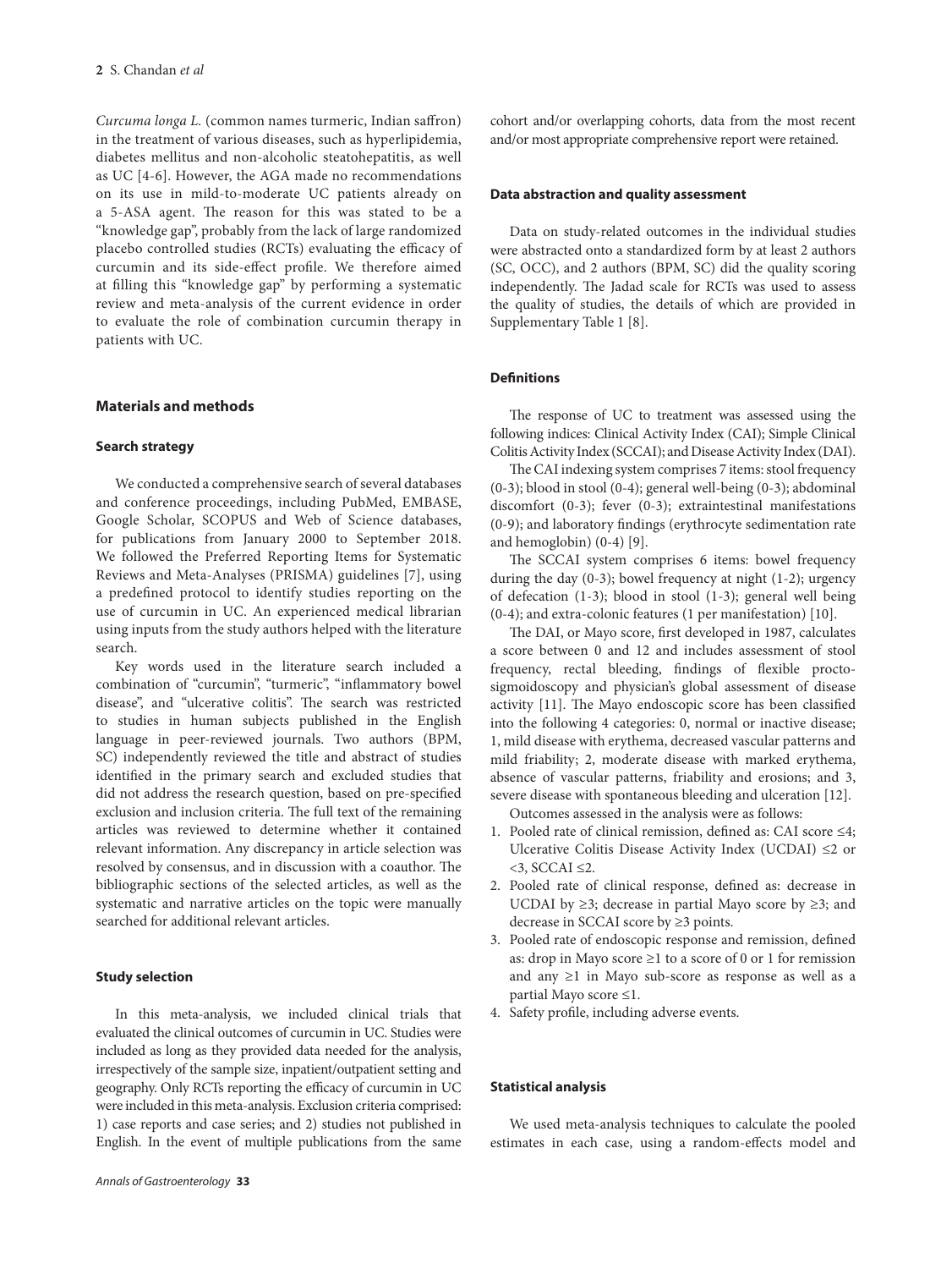*Curcuma longa L.* (common names turmeric, Indian saffron) in the treatment of various diseases, such as hyperlipidemia, diabetes mellitus and non-alcoholic steatohepatitis, as well as UC [4-6]. However, the AGA made no recommendations on its use in mild-to-moderate UC patients already on a 5-ASA agent. The reason for this was stated to be a "knowledge gap", probably from the lack of large randomized placebo controlled studies (RCTs) evaluating the efficacy of curcumin and its side-effect profile. We therefore aimed at filling this "knowledge gap" by performing a systematic review and meta-analysis of the current evidence in order to evaluate the role of combination curcumin therapy in patients with UC.

## Materials and methods

### Search strategy

We conducted a comprehensive search of several databases and conference proceedings, including PubMed, EMBASE, Google Scholar, SCOPUS and Web of Science databases, for publications from January 2000 to September 2018. We followed the Preferred Reporting Items for Systematic Reviews and Meta-Analyses (PRISMA) guidelines [7], using a predefined protocol to identify studies reporting on the use of curcumin in UC. An experienced medical librarian using inputs from the study authors helped with the literature search.

Key words used in the literature search included a combination of "curcumin", "turmeric", "inflammatory bowel disease", and "ulcerative colitis". The search was restricted to studies in human subjects published in the English language in peer-reviewed journals. Two authors (BPM, SC) independently reviewed the title and abstract of studies identified in the primary search and excluded studies that did not address the research question, based on pre-specified exclusion and inclusion criteria. The full text of the remaining articles was reviewed to determine whether it contained relevant information. Any discrepancy in article selection was resolved by consensus, and in discussion with a coauthor. The bibliographic sections of the selected articles, as well as the systematic and narrative articles on the topic were manually searched for additional relevant articles.

### Study selection

In this meta-analysis, we included clinical trials that evaluated the clinical outcomes of curcumin in UC. Studies were included as long as they provided data needed for the analysis, irrespectively of the sample size, inpatient/outpatient setting and geography. Only RCTs reporting the efficacy of curcumin in UC were included in this meta-analysis. Exclusion criteria comprised: 1) case reports and case series; and 2) studies not published in English. In the event of multiple publications from the same cohort and/or overlapping cohorts, data from the most recent and/or most appropriate comprehensive report were retained.

### Data abstraction and quality assessment

Data on study-related outcomes in the individual studies were abstracted onto a standardized form by at least 2 authors (SC, OCC), and 2 authors (BPM, SC) did the quality scoring independently. The Jadad scale for RCTs was used to assess the quality of studies, the details of which are provided in Supplementary Table 1 [8].

### Definitions

The response of UC to treatment was assessed using the following indices: Clinical Activity Index (CAI); Simple Clinical Colitis Activity Index (SCCAI); and Disease Activity Index (DAI).

The CAI indexing system comprises 7 items: stool frequency (0-3); blood in stool (0-4); general well-being (0-3); abdominal discomfort (0-3); fever (0-3); extraintestinal manifestations (0-9); and laboratory findings (erythrocyte sedimentation rate and hemoglobin) (0-4) [9].

The SCCAI system comprises 6 items: bowel frequency during the day (0-3); bowel frequency at night (1-2); urgency of defecation (1-3); blood in stool (1-3); general well being (0-4); and extra-colonic features (1 per manifestation) [10].

The DAI, or Mayo score, first developed in 1987, calculates a score between 0 and 12 and includes assessment of stool frequency, rectal bleeding, findings of flexible proctosigmoidoscopy and physician's global assessment of disease activity [11]. The Mayo endoscopic score has been classified into the following 4 categories: 0, normal or inactive disease; 1, mild disease with erythema, decreased vascular patterns and mild friability; 2, moderate disease with marked erythema, absence of vascular patterns, friability and erosions; and 3, severe disease with spontaneous bleeding and ulceration [12].

Outcomes assessed in the analysis were as follows:

1. Pooled rate of clinical remission, defined as: CAI score ≤4; Ulcerative Colitis Disease Activity Index (UCDAI) ≤2 or <3, SCCAI ≤2.
2. Pooled rate of clinical response, defined as: decrease in UCDAI by ≥3; decrease in partial Mayo score by ≥3; and decrease in SCCAI score by ≥3 points.
3. Pooled rate of endoscopic response and remission, defined as: drop in Mayo score ≥1 to a score of 0 or 1 for remission and any ≥1 in Mayo sub-score as response as well as a partial Mayo score ≤1.
4. Safety profile, including adverse events.

### Statistical analysis

We used meta-analysis techniques to calculate the pooled estimates in each case, using a random-effects model and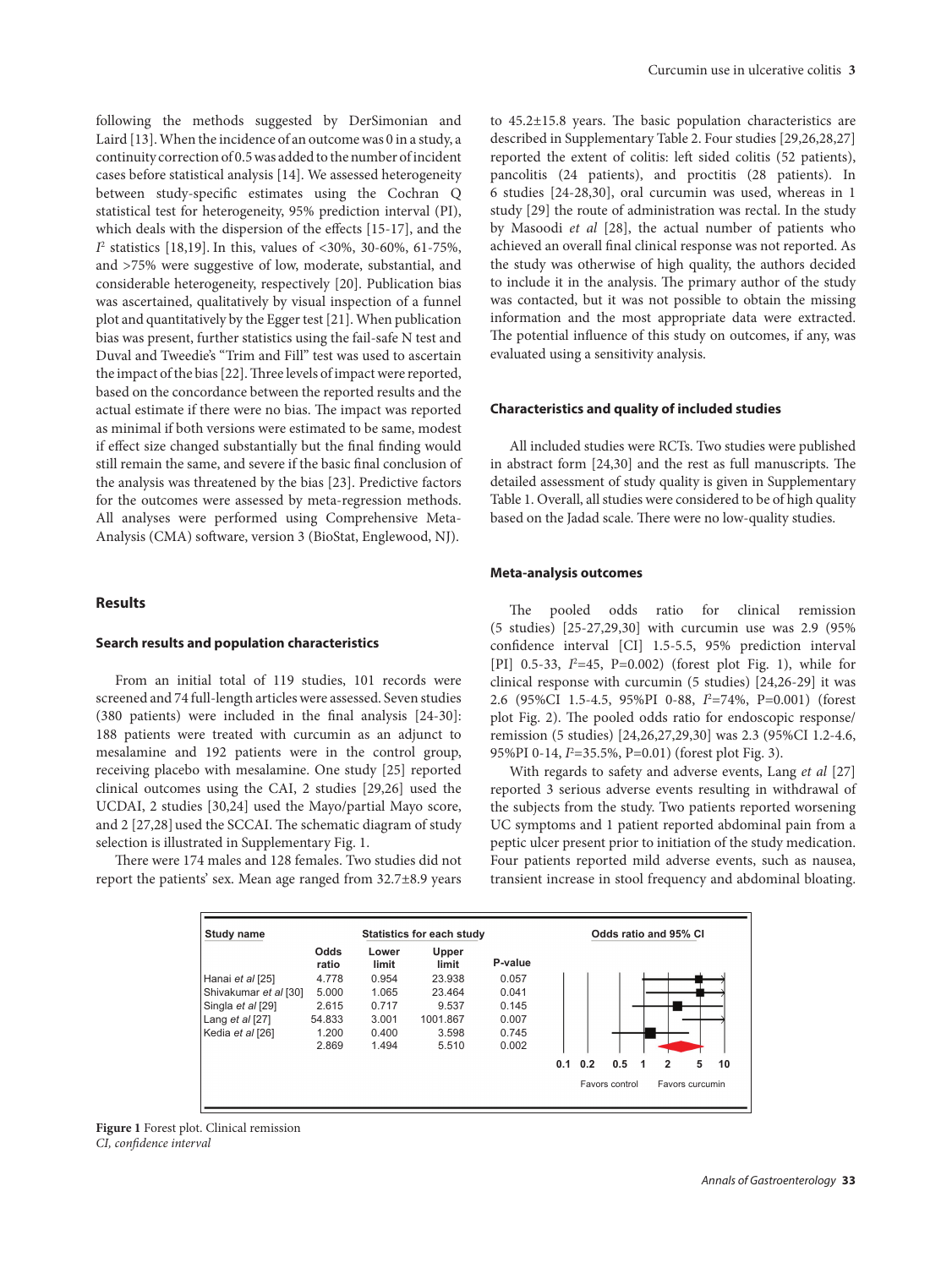following the methods suggested by DerSimonian and Laird [13]. When the incidence of an outcome was 0 in a study, a continuity correction of 0.5 was added to the number of incident cases before statistical analysis [14]. We assessed heterogeneity between study-specific estimates using the Cochran Q statistical test for heterogeneity, 95% prediction interval (PI), which deals with the dispersion of the effects [15-17], and the $I^2$ statistics [18,19]. In this, values of <30%, 30-60%, 61-75%, and >75% were suggestive of low, moderate, substantial, and considerable heterogeneity, respectively [20]. Publication bias was ascertained, qualitatively by visual inspection of a funnel plot and quantitatively by the Egger test [21]. When publication bias was present, further statistics using the fail-safe N test and Duval and Tweedie's "Trim and Fill" test was used to ascertain the impact of the bias [22]. Three levels of impact were reported, based on the concordance between the reported results and the actual estimate if there were no bias. The impact was reported as minimal if both versions were estimated to be same, modest if effect size changed substantially but the final finding would still remain the same, and severe if the basic final conclusion of the analysis was threatened by the bias [23]. Predictive factors for the outcomes were assessed by meta-regression methods. All analyses were performed using Comprehensive Meta-Analysis (CMA) software, version 3 (BioStat, Englewood, NJ).

## Results

### Search results and population characteristics

From an initial total of 119 studies, 101 records were screened and 74 full-length articles were assessed. Seven studies (380 patients) were included in the final analysis [24-30]: 188 patients were treated with curcumin as an adjunct to mesalamine and 192 patients were in the control group, receiving placebo with mesalamine. One study [25] reported clinical outcomes using the CAI, 2 studies [29,26] used the UCDAI, 2 studies [30,24] used the Mayo/partial Mayo score, and 2 [27,28] used the SCCAI. The schematic diagram of study selection is illustrated in Supplementary Fig. 1.

There were 174 males and 128 females. Two studies did not report the patients' sex. Mean age ranged from 32.7±8.9 years to 45.2±15.8 years. The basic population characteristics are described in Supplementary Table 2. Four studies [29,26,28,27] reported the extent of colitis: left sided colitis (52 patients), pancolitis (24 patients), and proctitis (28 patients). In 6 studies [24-28,30], oral curcumin was used, whereas in 1 study [29] the route of administration was rectal. In the study by Masoodi *et al* [28], the actual number of patients who achieved an overall final clinical response was not reported. As the study was otherwise of high quality, the authors decided to include it in the analysis. The primary author of the study was contacted, but it was not possible to obtain the missing information and the most appropriate data were extracted. The potential influence of this study on outcomes, if any, was evaluated using a sensitivity analysis.

### Characteristics and quality of included studies

All included studies were RCTs. Two studies were published in abstract form [24,30] and the rest as full manuscripts. The detailed assessment of study quality is given in Supplementary Table 1. Overall, all studies were considered to be of high quality based on the Jadad scale. There were no low-quality studies.

### Meta-analysis outcomes

The pooled odds ratio for clinical remission (5 studies) [25-27,29,30] with curcumin use was 2.9 (95% confidence interval [CI] 1.5-5.5, 95% prediction interval [PI] 0.5-33, $I^2$=45, P=0.002) (forest plot Fig. 1), while for clinical response with curcumin (5 studies) [24,26-29] it was 2.6 (95%CI 1.5-4.5, 95%PI 0-88, $I^2$=74%, P=0.001) (forest plot Fig. 2). The pooled odds ratio for endoscopic response/remission (5 studies) [24,26,27,29,30] was 2.3 (95%CI 1.2-4.6, 95%PI 0-14, $I^2$=35.5%, P=0.01) (forest plot Fig. 3).

With regards to safety and adverse events, Lang *et al* [27] reported 3 serious adverse events resulting in withdrawal of the subjects from the study. Two patients reported worsening UC symptoms and 1 patient reported abdominal pain from a peptic ulcer present prior to initiation of the study medication. Four patients reported mild adverse events, such as nausea, transient increase in stool frequency and abdominal bloating.

| Study name | Odds ratio | Lower limit | Upper limit | P-value |
|---|---|---|---|---|
| Hanai *et al* [25] | 4.778 | 0.954 | 23.938 | 0.057 |
| Shivakumar *et al* [30] | 5.000 | 1.065 | 23.464 | 0.041 |
| Singla *et al* [29] | 2.615 | 0.717 | 9.537 | 0.145 |
| Lang *et al* [27] | 54.833 | 3.001 | 1001.867 | 0.007 |
| Kedia *et al* [26] | 1.200 | 0.400 | 3.598 | 0.745 |
| | 2.869 | 1.494 | 5.510 | 0.002 |

**Figure 1** Forest plot. Clinical remission
*CI, confidence interval*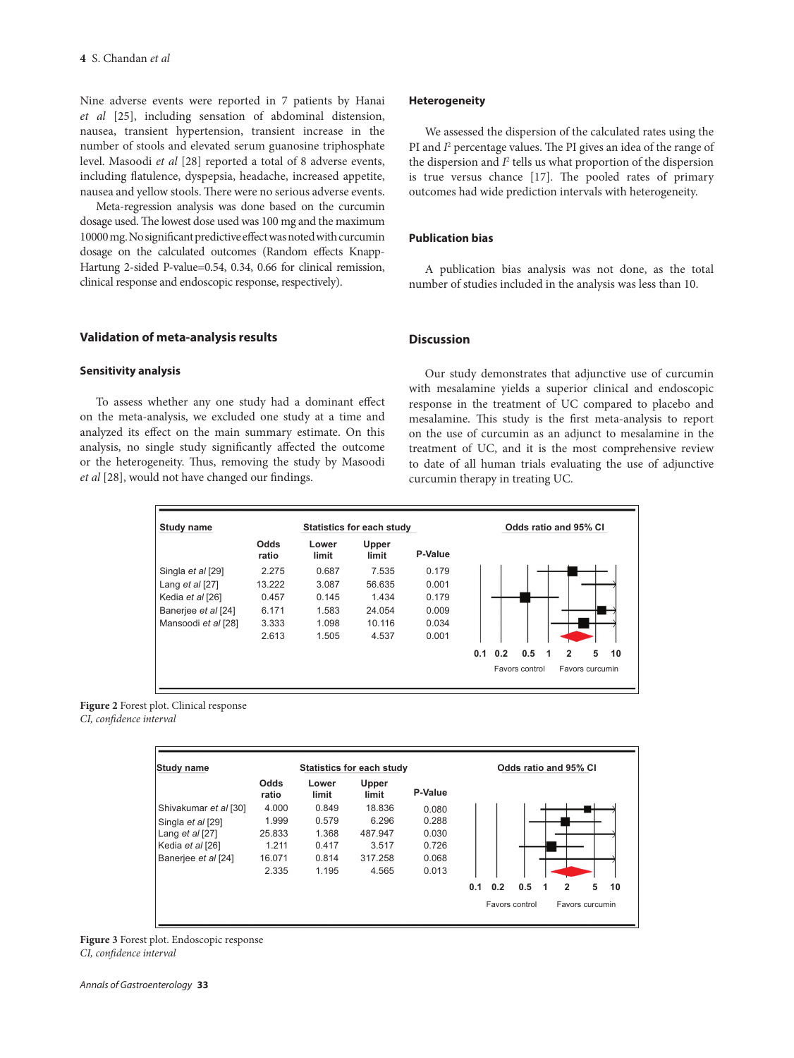Nine adverse events were reported in 7 patients by Hanai *et al* [25], including sensation of abdominal distension, nausea, transient hypertension, transient increase in the number of stools and elevated serum guanosine triphosphate level. Masoodi *et al* [28] reported a total of 8 adverse events, including flatulence, dyspepsia, headache, increased appetite, nausea and yellow stools. There were no serious adverse events.

Meta-regression analysis was done based on the curcumin dosage used. The lowest dose used was 100 mg and the maximum 10000 mg. No significant predictive effect was noted with curcumin dosage on the calculated outcomes (Random effects Knapp-Hartung 2-sided P-value=0.54, 0.34, 0.66 for clinical remission, clinical response and endoscopic response, respectively).

## Validation of meta-analysis results

### Sensitivity analysis

To assess whether any one study had a dominant effect on the meta-analysis, we excluded one study at a time and analyzed its effect on the main summary estimate. On this analysis, no single study significantly affected the outcome or the heterogeneity. Thus, removing the study by Masoodi *et al* [28], would not have changed our findings.

### Heterogeneity

We assessed the dispersion of the calculated rates using the PI and $I^2$ percentage values. The PI gives an idea of the range of the dispersion and $I^2$ tells us what proportion of the dispersion is true versus chance [17]. The pooled rates of primary outcomes had wide prediction intervals with heterogeneity.

### Publication bias

A publication bias analysis was not done, as the total number of studies included in the analysis was less than 10.

## Discussion

Our study demonstrates that adjunctive use of curcumin with mesalamine yields a superior clinical and endoscopic response in the treatment of UC compared to placebo and mesalamine. This study is the first meta-analysis to report on the use of curcumin as an adjunct to mesalamine in the treatment of UC, and it is the most comprehensive review to date of all human trials evaluating the use of adjunctive curcumin therapy in treating UC.

| Study name | Odds ratio | Lower limit | Upper limit | P-Value |
|---|---|---|---|---|
| Singla *et al* [29] | 2.275 | 0.687 | 7.535 | 0.179 |
| Lang *et al* [27] | 13.222 | 3.087 | 56.635 | 0.001 |
| Kedia *et al* [26] | 0.457 | 0.145 | 1.434 | 0.179 |
| Banerjee *et al* [24] | 6.171 | 1.583 | 24.054 | 0.009 |
| Mansoodi *et al* [28] | 3.333 | 1.098 | 10.116 | 0.034 |
| | 2.613 | 1.505 | 4.537 | 0.001 |

**Figure 2** Forest plot. Clinical response
*CI, confidence interval*

| Study name | Odds ratio | Lower limit | Upper limit | P-Value |
|---|---|---|---|---|
| Shivakumar *et al* [30] | 4.000 | 0.849 | 18.836 | 0.080 |
| Singla *et al* [29] | 1.999 | 0.579 | 6.296 | 0.288 |
| Lang *et al* [27] | 25.833 | 1.368 | 487.947 | 0.030 |
| Kedia *et al* [26] | 1.211 | 0.417 | 3.517 | 0.726 |
| Banerjee *et al* [24] | 16.071 | 0.814 | 317.258 | 0.068 |
| | 2.335 | 1.195 | 4.565 | 0.013 |

**Figure 3** Forest plot. Endoscopic response
*CI, confidence interval*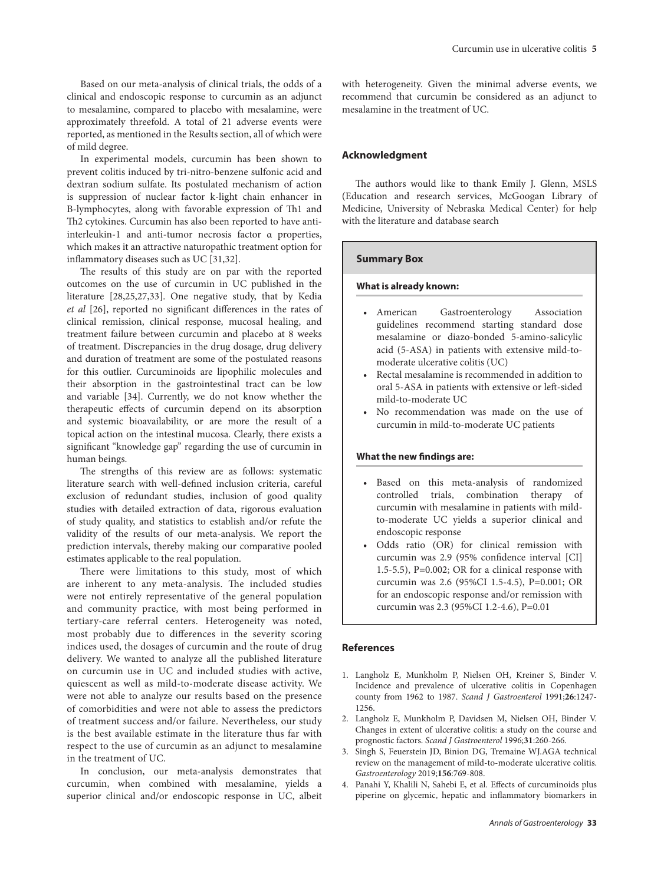Based on our meta-analysis of clinical trials, the odds of a clinical and endoscopic response to curcumin as an adjunct to mesalamine, compared to placebo with mesalamine, were approximately threefold. A total of 21 adverse events were reported, as mentioned in the Results section, all of which were of mild degree.

In experimental models, curcumin has been shown to prevent colitis induced by tri-nitro-benzene sulfonic acid and dextran sodium sulfate. Its postulated mechanism of action is suppression of nuclear factor k-light chain enhancer in B-lymphocytes, along with favorable expression of Th1 and Th2 cytokines. Curcumin has also been reported to have anti-interleukin-1 and anti-tumor necrosis factor α properties, which makes it an attractive naturopathic treatment option for inflammatory diseases such as UC [31,32].

The results of this study are on par with the reported outcomes on the use of curcumin in UC published in the literature [28,25,27,33]. One negative study, that by Kedia *et al* [26], reported no significant differences in the rates of clinical remission, clinical response, mucosal healing, and treatment failure between curcumin and placebo at 8 weeks of treatment. Discrepancies in the drug dosage, drug delivery and duration of treatment are some of the postulated reasons for this outlier. Curcuminoids are lipophilic molecules and their absorption in the gastrointestinal tract can be low and variable [34]. Currently, we do not know whether the therapeutic effects of curcumin depend on its absorption and systemic bioavailability, or are more the result of a topical action on the intestinal mucosa. Clearly, there exists a significant "knowledge gap" regarding the use of curcumin in human beings.

The strengths of this review are as follows: systematic literature search with well-defined inclusion criteria, careful exclusion of redundant studies, inclusion of good quality studies with detailed extraction of data, rigorous evaluation of study quality, and statistics to establish and/or refute the validity of the results of our meta-analysis. We report the prediction intervals, thereby making our comparative pooled estimates applicable to the real population.

There were limitations to this study, most of which are inherent to any meta-analysis. The included studies were not entirely representative of the general population and community practice, with most being performed in tertiary-care referral centers. Heterogeneity was noted, most probably due to differences in the severity scoring indices used, the dosages of curcumin and the route of drug delivery. We wanted to analyze all the published literature on curcumin use in UC and included studies with active, quiescent as well as mild-to-moderate disease activity. We were not able to analyze our results based on the presence of comorbidities and were not able to assess the predictors of treatment success and/or failure. Nevertheless, our study is the best available estimate in the literature thus far with respect to the use of curcumin as an adjunct to mesalamine in the treatment of UC.

In conclusion, our meta-analysis demonstrates that curcumin, when combined with mesalamine, yields a superior clinical and/or endoscopic response in UC, albeit with heterogeneity. Given the minimal adverse events, we recommend that curcumin be considered as an adjunct to mesalamine in the treatment of UC.

### Acknowledgment

The authors would like to thank Emily J. Glenn, MSLS (Education and research services, McGoogan Library of Medicine, University of Nebraska Medical Center) for help with the literature and database search

### Summary Box

**What is already known:**

- American Gastroenterology Association guidelines recommend starting standard dose mesalamine or diazo-bonded 5-amino-salicylic acid (5-ASA) in patients with extensive mild-to-moderate ulcerative colitis (UC)
- Rectal mesalamine is recommended in addition to oral 5-ASA in patients with extensive or left-sided mild-to-moderate UC
- No recommendation was made on the use of curcumin in mild-to-moderate UC patients

**What the new findings are:**

- Based on this meta-analysis of randomized controlled trials, combination therapy of curcumin with mesalamine in patients with mild-to-moderate UC yields a superior clinical and endoscopic response
- Odds ratio (OR) for clinical remission with curcumin was 2.9 (95% confidence interval [CI] 1.5-5.5), P=0.002; OR for a clinical response with curcumin was 2.6 (95%CI 1.5-4.5), P=0.001; OR for an endoscopic response and/or remission with curcumin was 2.3 (95%CI 1.2-4.6), P=0.01

### References

1. Langholz E, Munkholm P, Nielsen OH, Kreiner S, Binder V. Incidence and prevalence of ulcerative colitis in Copenhagen county from 1962 to 1987. *Scand J Gastroenterol* 1991;**26**:1247-1256.
2. Langholz E, Munkholm P, Davidsen M, Nielsen OH, Binder V. Changes in extent of ulcerative colitis: a study on the course and prognostic factors. *Scand J Gastroenterol* 1996;**31**:260-266.
3. Singh S, Feuerstein JD, Binion DG, Tremaine WJ.AGA technical review on the management of mild-to-moderate ulcerative colitis. *Gastroenterology* 2019;**156**:769-808.
4. Panahi Y, Khalili N, Sahebi E, et al. Effects of curcuminoids plus piperine on glycemic, hepatic and inflammatory biomarkers in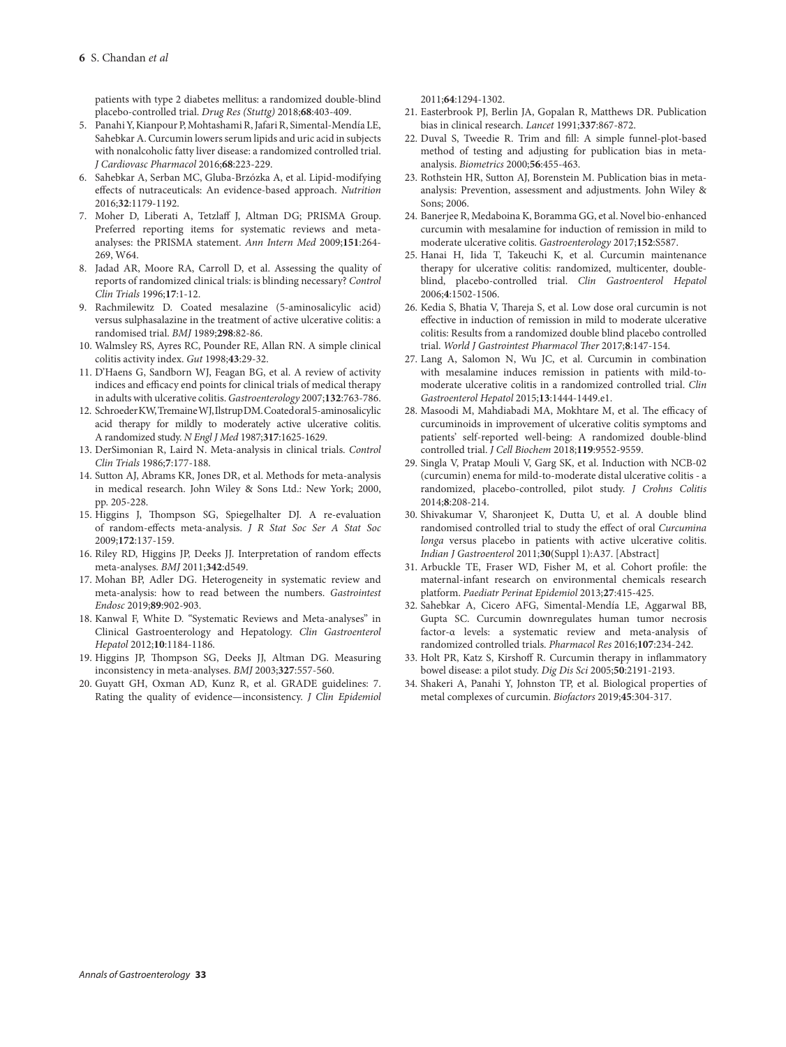patients with type 2 diabetes mellitus: a randomized double-blind placebo-controlled trial. *Drug Res (Stuttg)* 2018;**68**:403-409.

5. Panahi Y, Kianpour P, Mohtashami R, Jafari R, Simental-Mendía LE, Sahebkar A. Curcumin lowers serum lipids and uric acid in subjects with nonalcoholic fatty liver disease: a randomized controlled trial. *J Cardiovasc Pharmacol* 2016;**68**:223-229.
6. Sahebkar A, Serban MC, Gluba-Brzózka A, et al. Lipid-modifying effects of nutraceuticals: An evidence-based approach. *Nutrition* 2016;**32**:1179-1192.
7. Moher D, Liberati A, Tetzlaff J, Altman DG; PRISMA Group. Preferred reporting items for systematic reviews and meta-analyses: the PRISMA statement. *Ann Intern Med* 2009;**151**:264-269, W64.
8. Jadad AR, Moore RA, Carroll D, et al. Assessing the quality of reports of randomized clinical trials: is blinding necessary? *Control Clin Trials* 1996;**17**:1-12.
9. Rachmilewitz D. Coated mesalazine (5-aminosalicylic acid) versus sulphasalazine in the treatment of active ulcerative colitis: a randomised trial. *BMJ* 1989;**298**:82-86.
10. Walmsley RS, Ayres RC, Pounder RE, Allan RN. A simple clinical colitis activity index. *Gut* 1998;**43**:29-32.
11. D'Haens G, Sandborn WJ, Feagan BG, et al. A review of activity indices and efficacy end points for clinical trials of medical therapy in adults with ulcerative colitis. *Gastroenterology* 2007;**132**:763-786.
12. Schroeder KW, Tremaine WJ, Ilstrup DM. Coated oral 5-aminosalicylic acid therapy for mildly to moderately active ulcerative colitis. A randomized study. *N Engl J Med* 1987;**317**:1625-1629.
13. DerSimonian R, Laird N. Meta-analysis in clinical trials. *Control Clin Trials* 1986;**7**:177-188.
14. Sutton AJ, Abrams KR, Jones DR, et al. Methods for meta-analysis in medical research. John Wiley & Sons Ltd.: New York; 2000, pp. 205-228.
15. Higgins J, Thompson SG, Spiegelhalter DJ. A re-evaluation of random-effects meta-analysis. *J R Stat Soc Ser A Stat Soc* 2009;**172**:137-159.
16. Riley RD, Higgins JP, Deeks JJ. Interpretation of random effects meta-analyses. *BMJ* 2011;**342**:d549.
17. Mohan BP, Adler DG. Heterogeneity in systematic review and meta-analysis: how to read between the numbers. *Gastrointest Endosc* 2019;**89**:902-903.
18. Kanwal F, White D. "Systematic Reviews and Meta-analyses" in Clinical Gastroenterology and Hepatology. *Clin Gastroenterol Hepatol* 2012;**10**:1184-1186.
19. Higgins JP, Thompson SG, Deeks JJ, Altman DG. Measuring inconsistency in meta-analyses. *BMJ* 2003;**327**:557-560.
20. Guyatt GH, Oxman AD, Kunz R, et al. GRADE guidelines: 7. Rating the quality of evidence—inconsistency. *J Clin Epidemiol* 2011;**64**:1294-1302.
21. Easterbrook PJ, Berlin JA, Gopalan R, Matthews DR. Publication bias in clinical research. *Lancet* 1991;**337**:867-872.
22. Duval S, Tweedie R. Trim and fill: A simple funnel-plot-based method of testing and adjusting for publication bias in meta-analysis. *Biometrics* 2000;**56**:455-463.
23. Rothstein HR, Sutton AJ, Borenstein M. Publication bias in meta-analysis: Prevention, assessment and adjustments. John Wiley & Sons; 2006.
24. Banerjee R, Medaboina K, Boramma GG, et al. Novel bio-enhanced curcumin with mesalamine for induction of remission in mild to moderate ulcerative colitis. *Gastroenterology* 2017;**152**:S587.
25. Hanai H, Iida T, Takeuchi K, et al. Curcumin maintenance therapy for ulcerative colitis: randomized, multicenter, double-blind, placebo-controlled trial. *Clin Gastroenterol Hepatol* 2006;**4**:1502-1506.
26. Kedia S, Bhatia V, Thareja S, et al. Low dose oral curcumin is not effective in induction of remission in mild to moderate ulcerative colitis: Results from a randomized double blind placebo controlled trial. *World J Gastrointest Pharmacol Ther* 2017;**8**:147-154.
27. Lang A, Salomon N, Wu JC, et al. Curcumin in combination with mesalamine induces remission in patients with mild-to-moderate ulcerative colitis in a randomized controlled trial. *Clin Gastroenterol Hepatol* 2015;**13**:1444-1449.e1.
28. Masoodi M, Mahdiabadi MA, Mokhtare M, et al. The efficacy of curcuminoids in improvement of ulcerative colitis symptoms and patients' self-reported well-being: A randomized double-blind controlled trial. *J Cell Biochem* 2018;**119**:9552-9559.
29. Singla V, Pratap Mouli V, Garg SK, et al. Induction with NCB-02 (curcumin) enema for mild-to-moderate distal ulcerative colitis - a randomized, placebo-controlled, pilot study. *J Crohns Colitis* 2014;**8**:208-214.
30. Shivakumar V, Sharonjeet K, Dutta U, et al. A double blind randomised controlled trial to study the effect of oral *Curcumina longa* versus placebo in patients with active ulcerative colitis. *Indian J Gastroenterol* 2011;**30**(Suppl 1):A37. [Abstract]
31. Arbuckle TE, Fraser WD, Fisher M, et al. Cohort profile: the maternal-infant research on environmental chemicals research platform. *Paediatr Perinat Epidemiol* 2013;**27**:415-425.
32. Sahebkar A, Cicero AFG, Simental-Mendía LE, Aggarwal BB, Gupta SC. Curcumin downregulates human tumor necrosis factor-α levels: a systematic review and meta-analysis of randomized controlled trials. *Pharmacol Res* 2016;**107**:234-242.
33. Holt PR, Katz S, Kirshoff R. Curcumin therapy in inflammatory bowel disease: a pilot study. *Dig Dis Sci* 2005;**50**:2191-2193.
34. Shakeri A, Panahi Y, Johnston TP, et al. Biological properties of metal complexes of curcumin. *Biofactors* 2019;**45**:304-317.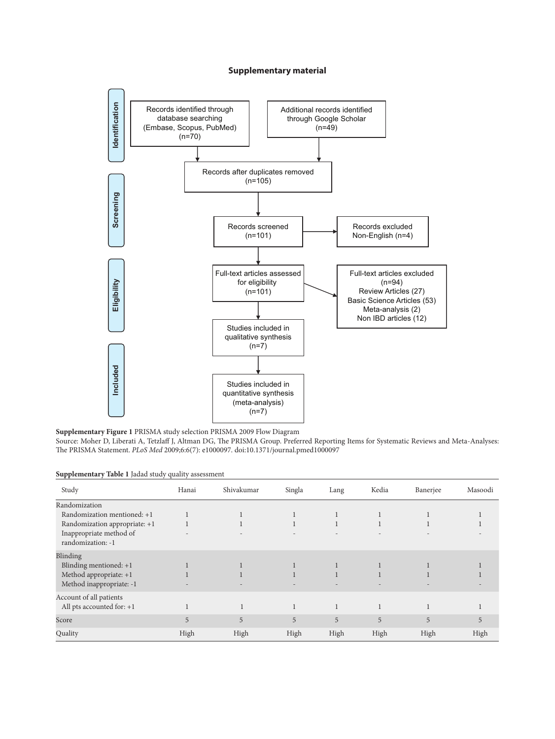# Supplementary material

Identification

Records identified through database searching (Embase, Scopus, PubMed) (n=70)

Additional records identified through Google Scholar (n=49)

Screening

Records after duplicates removed (n=105)

Records screened (n=101)

Records excluded Non-English (n=4)

Eligibility

Full-text articles assessed for eligibility (n=101)

Full-text articles excluded (n=94)
Review Articles (27)
Basic Science Articles (53)
Meta-analysis (2)
Non IBD articles (12)

Studies included in qualitative synthesis (n=7)

Included

Studies included in quantitative synthesis (meta-analysis) (n=7)

**Supplementary Figure 1** PRISMA study selection PRISMA 2009 Flow Diagram
Source: Moher D, Liberati A, Tetzlaff J, Altman DG, The PRISMA Group. Preferred Reporting Items for Systematic Reviews and Meta-Analyses: The PRISMA Statement. *PLoS Med* 2009;6:6(7): e1000097. doi:10.1371/journal.pmed1000097

**Supplementary Table 1** Jadad study quality assessment

| Study | Hanai | Shivakumar | Singla | Lang | Kedia | Banerjee | Masoodi |
|---|---|---|---|---|---|---|---|
| Randomization | | | | | | | |
| Randomization mentioned: +1 | 1 | 1 | 1 | 1 | 1 | 1 | 1 |
| Randomization appropriate: +1 | 1 | 1 | 1 | 1 | 1 | 1 | 1 |
| Inappropriate method of randomization: -1 | - | - | - | - | - | - | - |
| Blinding | | | | | | | |
| Blinding mentioned: +1 | 1 | 1 | 1 | 1 | 1 | 1 | 1 |
| Method appropriate: +1 | 1 | 1 | 1 | 1 | 1 | 1 | 1 |
| Method inappropriate: -1 | - | - | - | - | - | - | - |
| Account of all patients | | | | | | | |
| All pts accounted for: +1 | 1 | 1 | 1 | 1 | 1 | 1 | 1 |
| Score | 5 | 5 | 5 | 5 | 5 | 5 | 5 |
| Quality | High | High | High | High | High | High | High |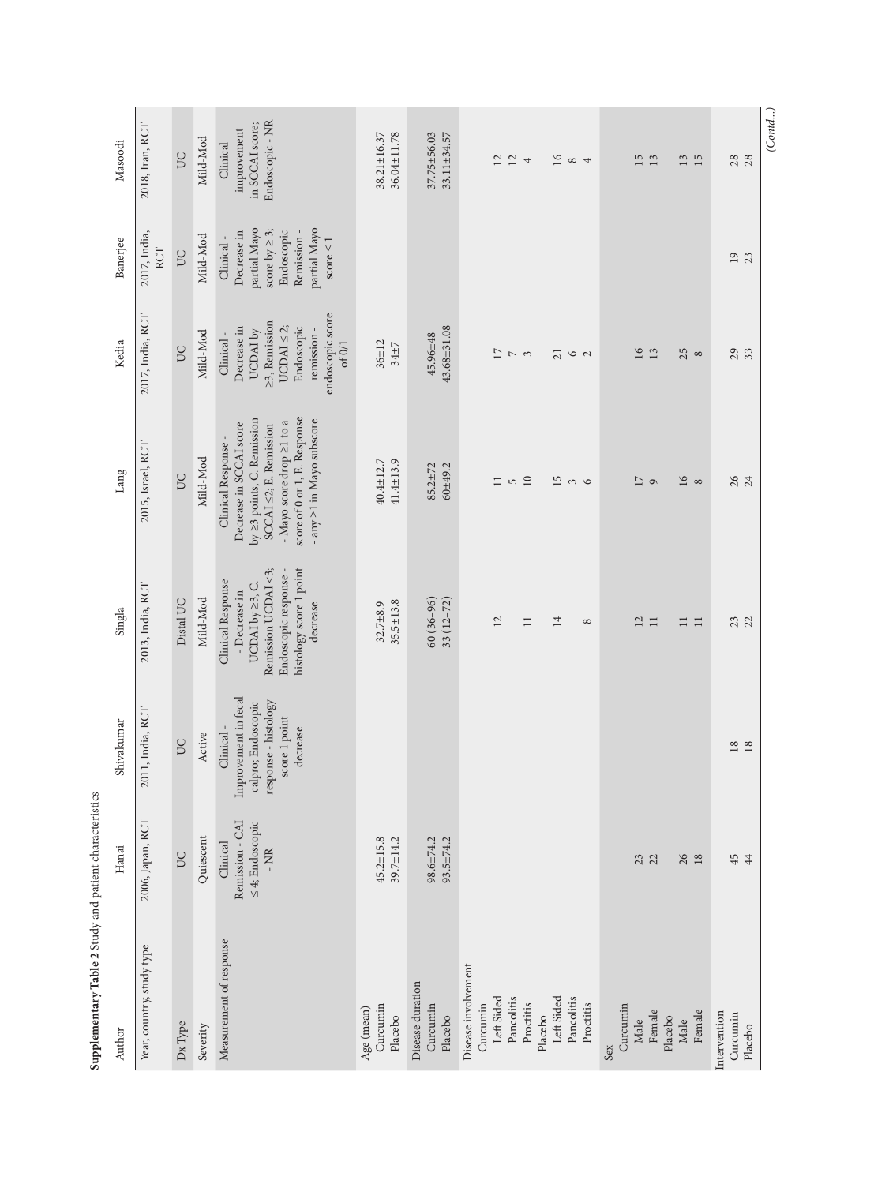**Supplementary Table 2** Study and patient characteristics

| Author | Hanai | Shivakumar | Singla | Lang | Kedia | Banerjee | Masoodi |
|---|---|---|---|---|---|---|---|
| Year, country, study type | 2006, Japan, RCT | 2011, India, RCT | 2013, India, RCT | 2015, Israel, RCT | 2017, India, RCT | 2017, India, RCT | 2018, Iran, RCT |
| Dx Type | UC | UC | Distal UC | UC | UC | UC | UC |
| Severity | Quiescent | Active | Mild-Mod | Mild-Mod | Mild-Mod | Mild-Mod | Mild-Mod |
| Measurement of response | Clinical Remission - CAI ≤ 4; Endoscopic - NR | Clinical - Improvement in fecal calpro; Endoscopic response - histology score 1 point decrease | Clinical Response - Decrease in UCDAI by ≥3, C. Remission UCDAI <3; Endoscopic response - histology score 1 point decrease | Clinical Response - Decrease in SCCAI score by ≥3 points, C. Remission SCCAI ≤2; E. Remission - Mayo score drop ≥1 to a score of 0 or 1, E. Response - any ≥1 in Mayo subscore | Clinical - Decrease in UCDAI by ≥3, Remission UCDAI ≤ 2; Endoscopic remission - endoscopic score of 0/1 | Clinical - Decrease in partial Mayo score by ≥ 3; Endoscopic Remission - partial Mayo score ≤ 1 | Clinical improvement in SCCAI score; Endoscopic - NR |
| Age (mean) | | | | | | | |
| Curcumin | 45.2±15.8 | | 32.7±8.9 | 40.4±12.7 | 36±12 | | 38.21±16.37 |
| Placebo | 39.7±14.2 | | 35.5±13.8 | 41.4±13.9 | 34±7 | | 36.04±11.78 |
| Disease duration | | | | | | | |
| Curcumin | 98.6±74.2 | | 60 (36–96) | 85.2±72 | 45.96±48 | | 37.75±56.03 |
| Placebo | 93.5±74.2 | | 33 (12–72) | 60±49.2 | 43.68±31.08 | | 33.11±34.57 |
| Disease involvement | | | | | | | |
| Curcumin | | | | | | | |
| Left Sided | | | 12 | 11 | 17 | | 12 |
| Pancolitis | | | | 5 | 7 | | 12 |
| Proctitis | | | 11 | 10 | 3 | | 4 |
| Placebo | | | | | | | |
| Left Sided | | | 14 | 15 | 21 | | 16 |
| Pancolitis | | | | 3 | 6 | | 8 |
| Proctitis | | | 8 | 6 | 2 | | 4 |
| Sex | | | | | | | |
| Curcumin | | | | | | | |
| Male | 23 | | 12 | 17 | 16 | | 15 |
| Female | 22 | | 11 | 9 | 13 | | 13 |
| Placebo | | | | | | | |
| Male | 26 | | 11 | 16 | 25 | | 13 |
| Female | 18 | | 11 | 8 | 8 | | 15 |
| Intervention | | | | | | | |
| Curcumin | 45 | 18 | 23 | 26 | 29 | 19 | 28 |
| Placebo | 44 | 18 | 22 | 24 | 33 | 23 | 28 |

*(Contd...)*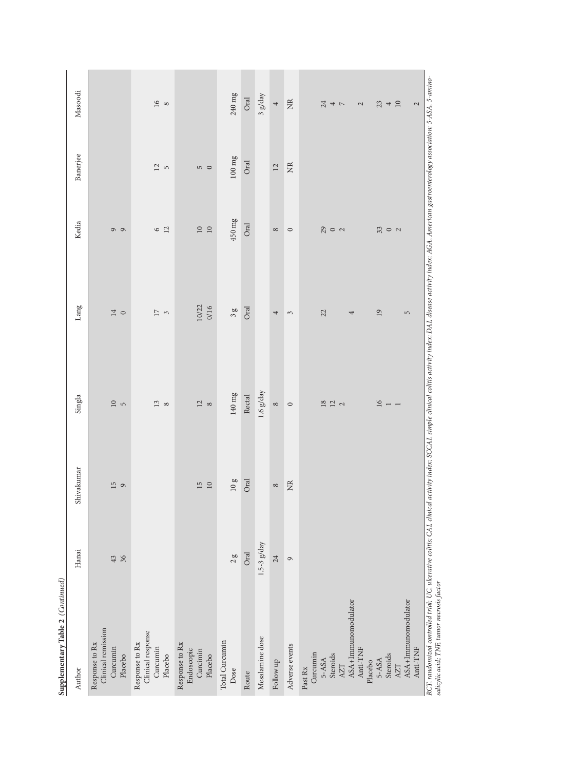**Supplementary Table 2** *(Continued)*

| Author | Hanai | Shivakumar | Singla | Lang | Kedia | Banerjee | Masoodi |
|---|---|---|---|---|---|---|---|
| Response to Rx | | | | | | | |
| Clinical remission | | | | | | | |
| Curcumin | 43 | 15 | 10 | 14 | 9 | | |
| Placebo | 36 | 9 | 5 | 0 | 9 | | |
| Response to Rx | | | | | | | |
| Clinical response | | | | | | | |
| Curcumin | | | 13 | 17 | 6 | 12 | 16 |
| Placebo | | | 8 | 3 | 12 | 5 | 8 |
| Response to Rx | | | | | | | |
| Endoscopic | | | | | | | |
| Curcimin | | 15 | 12 | 10/22 | 10 | 5 | |
| Placebo | | 10 | 8 | 0/16 | 10 | 0 | |
| Total Curcumin | | | | | | | |
| Dose | 2 g | 10 g | 140 mg | 3 g | 450 mg | 100 mg | 240 mg |
| Route | Oral | Oral | Rectal | Oral | Oral | Oral | Oral |
| Mesalamine dose | 1.5-3 g/day | | 1.6 g/day | | | | 3 g/day |
| Follow up | 24 | 8 | 8 | 4 | 8 | 12 | 4 |
| Adverse events | 9 | NR | 0 | 3 | 0 | NR | NR |
| Past Rx | | | | | | | |
| Curcumin | | | | | | | |
| 5-ASA | | | 18 | 22 | 29 | | 24 |
| Steroids | | | 12 | | 0 | | 4 |
| AZT | | | 2 | | 2 | | 7 |
| ASA+Immunomodulator | | | | 4 | | | |
| Anti-TNF | | | | | | | 2 |
| Placebo | | | | | | | |
| 5-ASA | | | 16 | 19 | 33 | | 23 |
| Steroids | | | 1 | | 0 | | 4 |
| AZT | | | 1 | | 2 | | 10 |
| ASA+Immunomodulator | | | | 5 | | | |
| Anti-TNF | | | | | | | 2 |

*RCT, randomized controlled trial; UC, ulcerative colitis; CAI, clinical activity index; SCCAI, simple clinical colitis activity index; DAI, disease activity index; AGA, American gastroenterology association; 5-ASA, 5-amino-salicylic acid; TNF, tumor necrosis factor*